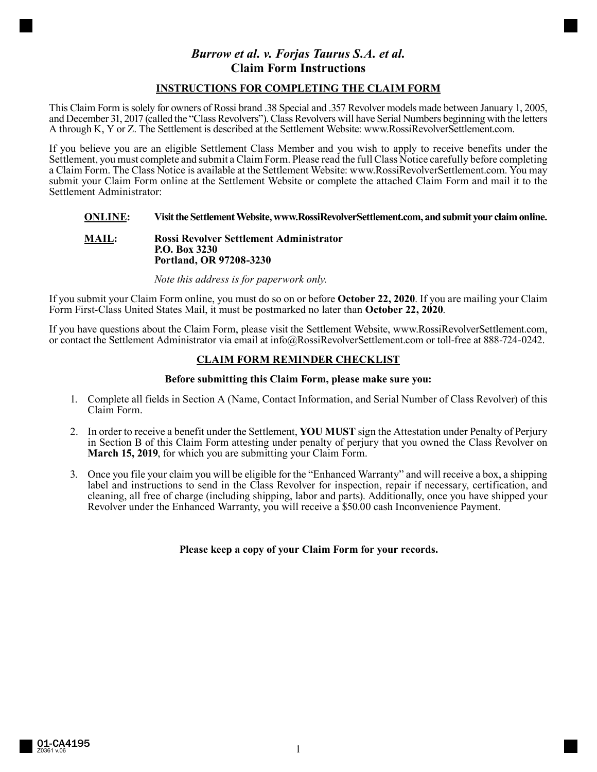# *Burrow et al. v. Forjas Taurus S.A. et al.*
# Claim Form Instructions

## INSTRUCTIONS FOR COMPLETING THE CLAIM FORM

This Claim Form is solely for owners of Rossi brand .38 Special and .357 Revolver models made between January 1, 2005, and December 31, 2017 (called the "Class Revolvers"). Class Revolvers will have Serial Numbers beginning with the letters A through K, Y or Z. The Settlement is described at the Settlement Website: www.RossiRevolverSettlement.com.

If you believe you are an eligible Settlement Class Member and you wish to apply to receive benefits under the Settlement, you must complete and submit a Claim Form. Please read the full Class Notice carefully before completing a Claim Form. The Class Notice is available at the Settlement Website: www.RossiRevolverSettlement.com. You may submit your Claim Form online at the Settlement Website or complete the attached Claim Form and mail it to the Settlement Administrator:

**ONLINE:** **Visit the Settlement Website, www.RossiRevolverSettlement.com, and submit your claim online.**

**MAIL:** **Rossi Revolver Settlement Administrator**
**P.O. Box 3230**
**Portland, OR 97208-3230**

*Note this address is for paperwork only.*

If you submit your Claim Form online, you must do so on or before **October 22, 2020**. If you are mailing your Claim Form First-Class United States Mail, it must be postmarked no later than **October 22, 2020**.

If you have questions about the Claim Form, please visit the Settlement Website, www.RossiRevolverSettlement.com, or contact the Settlement Administrator via email at info@RossiRevolverSettlement.com or toll-free at 888-724-0242.

## CLAIM FORM REMINDER CHECKLIST

**Before submitting this Claim Form, please make sure you:**

1. Complete all fields in Section A (Name, Contact Information, and Serial Number of Class Revolver) of this Claim Form.
2. In order to receive a benefit under the Settlement, **YOU MUST** sign the Attestation under Penalty of Perjury in Section B of this Claim Form attesting under penalty of perjury that you owned the Class Revolver on **March 15, 2019**, for which you are submitting your Claim Form.
3. Once you file your claim you will be eligible for the "Enhanced Warranty" and will receive a box, a shipping label and instructions to send in the Class Revolver for inspection, repair if necessary, certification, and cleaning, all free of charge (including shipping, labor and parts). Additionally, once you have shipped your Revolver under the Enhanced Warranty, you will receive a $50.00 cash Inconvenience Payment.

**Please keep a copy of your Claim Form for your records.**

01-CA4195
Z0361 v.06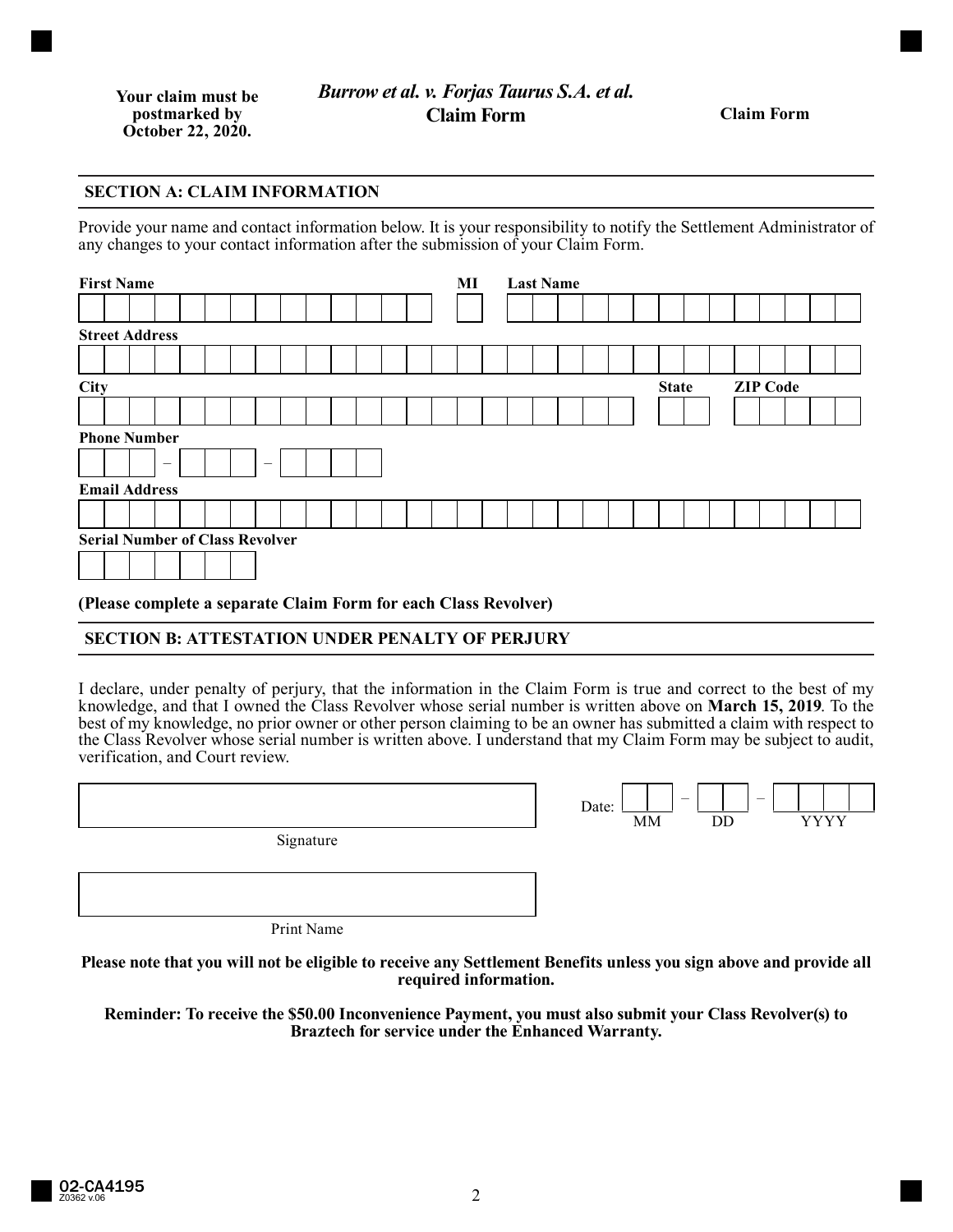**Your claim must be postmarked by October 22, 2020.**

***Burrow et al. v. Forjas Taurus S.A. et al.***

**Claim Form**

**Claim Form**

## SECTION A: CLAIM INFORMATION

Provide your name and contact information below. It is your responsibility to notify the Settlement Administrator of any changes to your contact information after the submission of your Claim Form.

**First Name** | **MI** | **Last Name**

**Street Address**

**City** | **State** | **ZIP Code**

**Phone Number**

\_\_\_ – \_\_\_ – \_\_\_\_

**Email Address**

**Serial Number of Class Revolver**

**(Please complete a separate Claim Form for each Class Revolver)**

## SECTION B: ATTESTATION UNDER PENALTY OF PERJURY

I declare, under penalty of perjury, that the information in the Claim Form is true and correct to the best of my knowledge, and that I owned the Class Revolver whose serial number is written above on **March 15, 2019**. To the best of my knowledge, no prior owner or other person claiming to be an owner has submitted a claim with respect to the Class Revolver whose serial number is written above. I understand that my Claim Form may be subject to audit, verification, and Court review.

Signature

Date: MM – DD – YYYY

Print Name

**Please note that you will not be eligible to receive any Settlement Benefits unless you sign above and provide all required information.**

**Reminder: To receive the $50.00 Inconvenience Payment, you must also submit your Class Revolver(s) to Braztech for service under the Enhanced Warranty.**

02-CA4195
Z0362 v.06